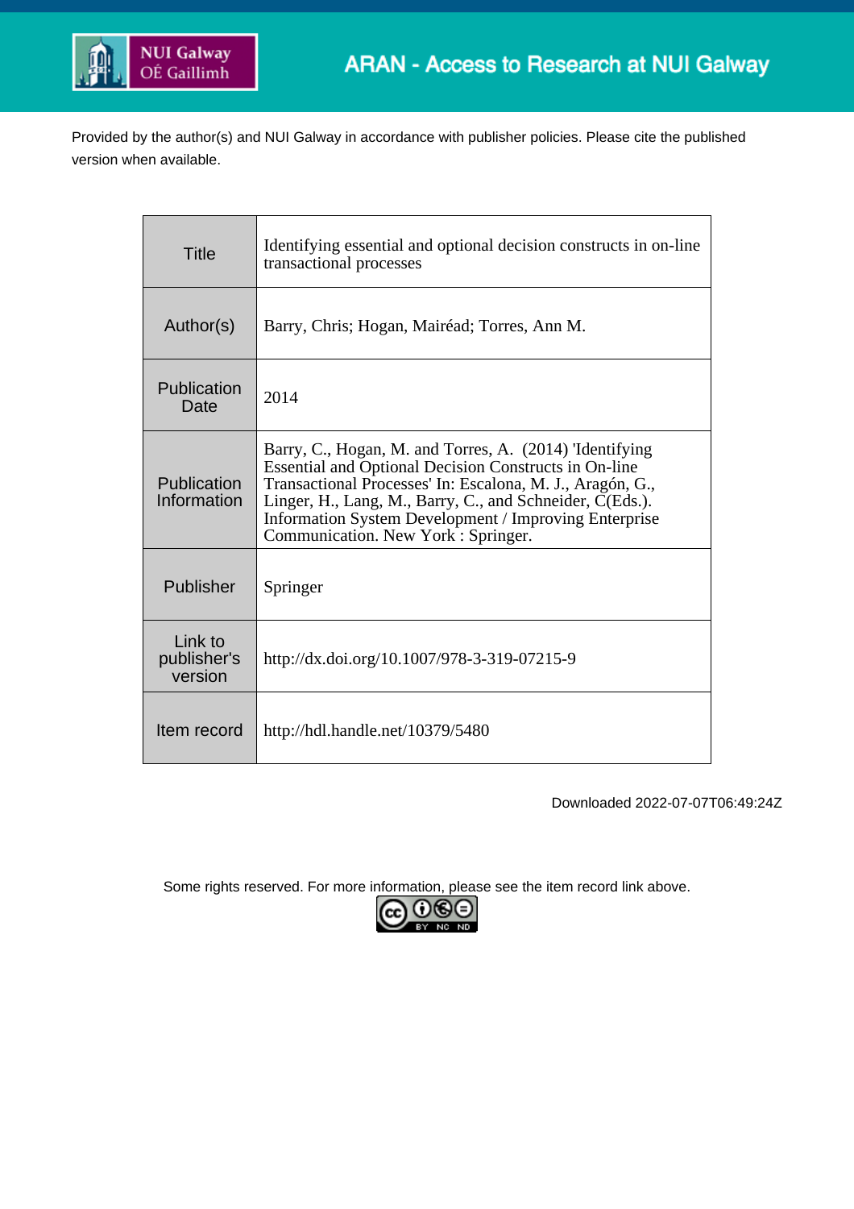ARAN - Access to Research at NUI Galway

Provided by the author(s) and NUI Galway in accordance with publisher policies. Please cite the published version when available.

| Title | Identifying essential and optional decision constructs in on-line transactional processes |
|---|---|
| Author(s) | Barry, Chris; Hogan, Mairéad; Torres, Ann M. |
| Publication Date | 2014 |
| Publication Information | Barry, C., Hogan, M. and Torres, A. (2014) 'Identifying Essential and Optional Decision Constructs in On-line Transactional Processes' In: Escalona, M. J., Aragón, G., Linger, H., Lang, M., Barry, C., and Schneider, C(Eds.). Information System Development / Improving Enterprise Communication. New York : Springer. |
| Publisher | Springer |
| Link to publisher's version | http://dx.doi.org/10.1007/978-3-319-07215-9 |
| Item record | http://hdl.handle.net/10379/5480 |

Downloaded 2022-07-07T06:49:24Z

Some rights reserved. For more information, please see the item record link above.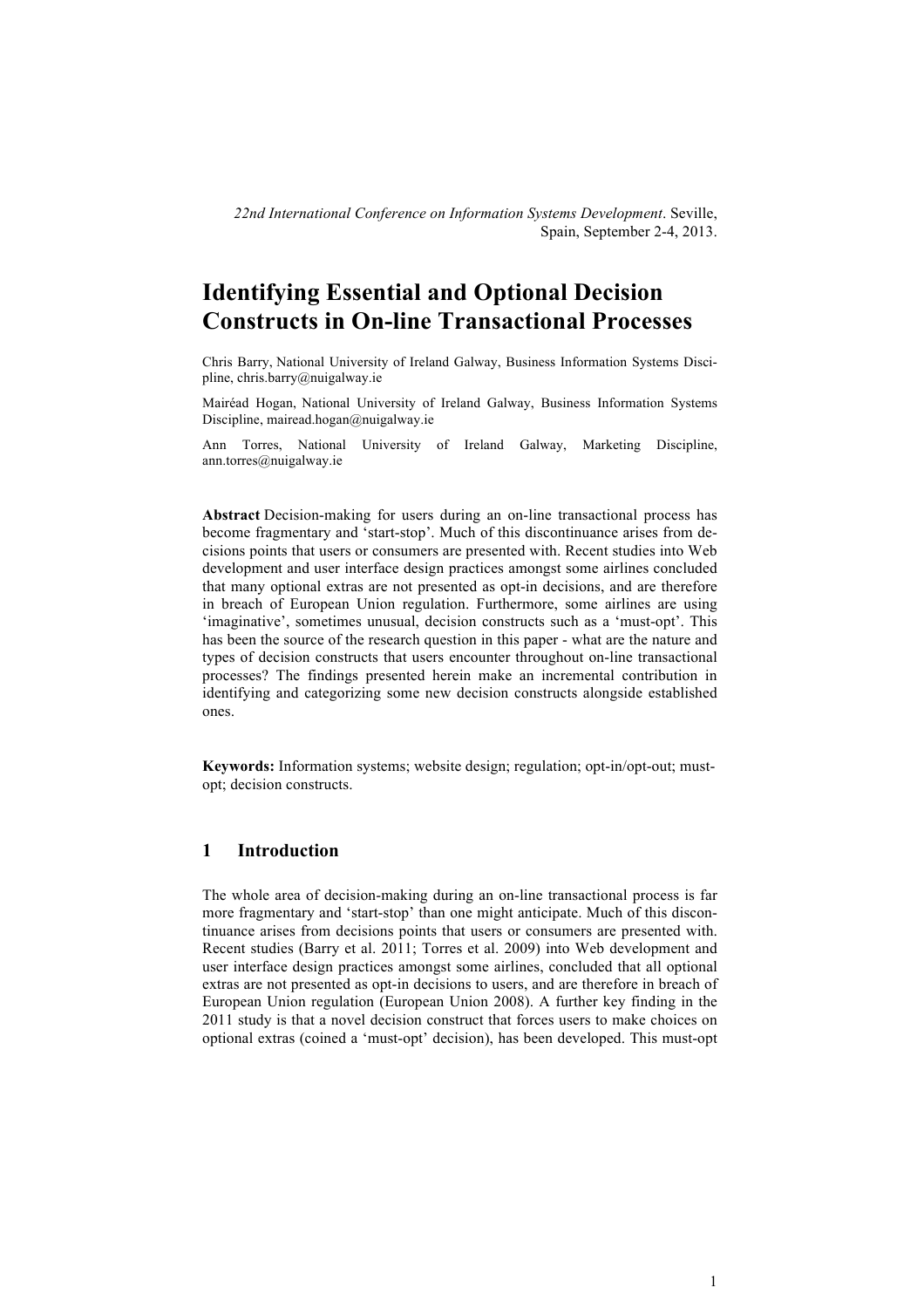*22nd International Conference on Information Systems Development*. Seville, Spain, September 2-4, 2013.

# Identifying Essential and Optional Decision Constructs in On-line Transactional Processes

Chris Barry, National University of Ireland Galway, Business Information Systems Discipline, chris.barry@nuigalway.ie

Mairéad Hogan, National University of Ireland Galway, Business Information Systems Discipline, mairead.hogan@nuigalway.ie

Ann Torres, National University of Ireland Galway, Marketing Discipline, ann.torres@nuigalway.ie

**Abstract** Decision-making for users during an on-line transactional process has become fragmentary and 'start-stop'. Much of this discontinuance arises from decisions points that users or consumers are presented with. Recent studies into Web development and user interface design practices amongst some airlines concluded that many optional extras are not presented as opt-in decisions, and are therefore in breach of European Union regulation. Furthermore, some airlines are using 'imaginative', sometimes unusual, decision constructs such as a 'must-opt'. This has been the source of the research question in this paper - what are the nature and types of decision constructs that users encounter throughout on-line transactional processes? The findings presented herein make an incremental contribution in identifying and categorizing some new decision constructs alongside established ones.

**Keywords:** Information systems; website design; regulation; opt-in/opt-out; must-opt; decision constructs.

## 1 Introduction

The whole area of decision-making during an on-line transactional process is far more fragmentary and 'start-stop' than one might anticipate. Much of this discontinuance arises from decisions points that users or consumers are presented with. Recent studies (Barry et al. 2011; Torres et al. 2009) into Web development and user interface design practices amongst some airlines, concluded that all optional extras are not presented as opt-in decisions to users, and are therefore in breach of European Union regulation (European Union 2008). A further key finding in the 2011 study is that a novel decision construct that forces users to make choices on optional extras (coined a 'must-opt' decision), has been developed. This must-opt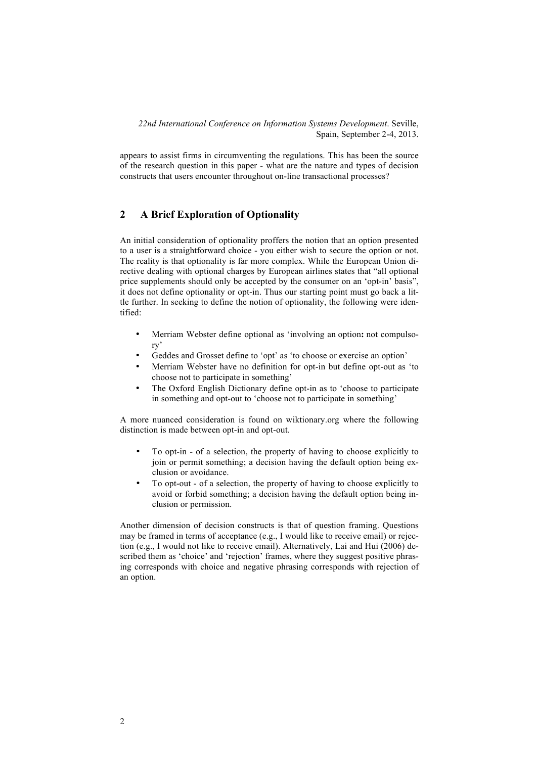appears to assist firms in circumventing the regulations. This has been the source of the research question in this paper - what are the nature and types of decision constructs that users encounter throughout on-line transactional processes?

## 2 A Brief Exploration of Optionality

An initial consideration of optionality proffers the notion that an option presented to a user is a straightforward choice - you either wish to secure the option or not. The reality is that optionality is far more complex. While the European Union directive dealing with optional charges by European airlines states that "all optional price supplements should only be accepted by the consumer on an 'opt-in' basis", it does not define optionality or opt-in. Thus our starting point must go back a little further. In seeking to define the notion of optionality, the following were identified:

- Merriam Webster define optional as 'involving an option**:** not compulsory'
- Geddes and Grosset define to 'opt' as 'to choose or exercise an option'
- Merriam Webster have no definition for opt-in but define opt-out as 'to choose not to participate in something'
- The Oxford English Dictionary define opt-in as to 'choose to participate in something and opt-out to 'choose not to participate in something'

A more nuanced consideration is found on wiktionary.org where the following distinction is made between opt-in and opt-out.

- To opt-in - of a selection, the property of having to choose explicitly to join or permit something; a decision having the default option being exclusion or avoidance.
- To opt-out - of a selection, the property of having to choose explicitly to avoid or forbid something; a decision having the default option being inclusion or permission.

Another dimension of decision constructs is that of question framing. Questions may be framed in terms of acceptance (e.g., I would like to receive email) or rejection (e.g., I would not like to receive email). Alternatively, Lai and Hui (2006) described them as 'choice' and 'rejection' frames, where they suggest positive phrasing corresponds with choice and negative phrasing corresponds with rejection of an option.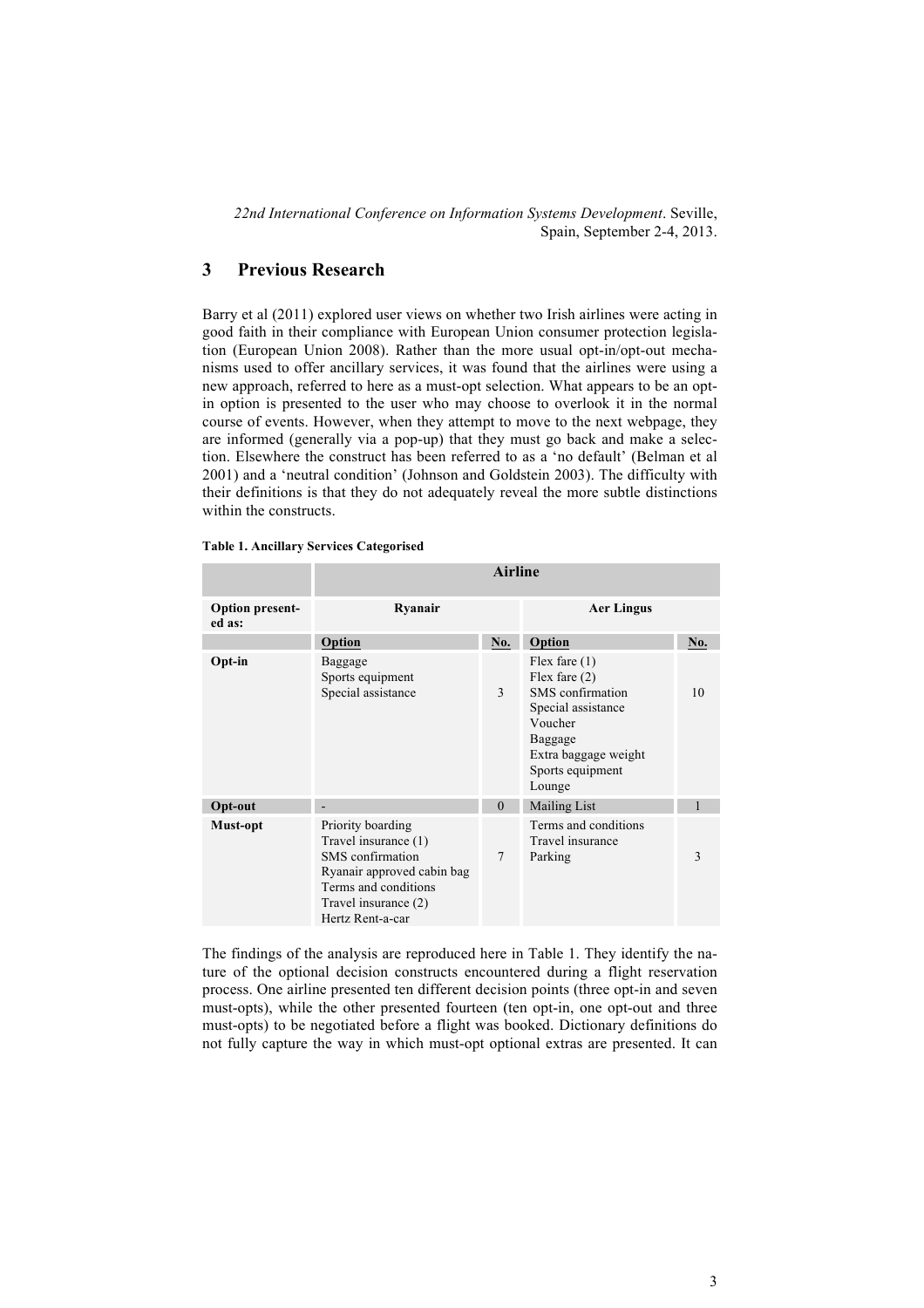## 3 Previous Research

Barry et al (2011) explored user views on whether two Irish airlines were acting in good faith in their compliance with European Union consumer protection legislation (European Union 2008). Rather than the more usual opt-in/opt-out mechanisms used to offer ancillary services, it was found that the airlines were using a new approach, referred to here as a must-opt selection. What appears to be an opt-in option is presented to the user who may choose to overlook it in the normal course of events. However, when they attempt to move to the next webpage, they are informed (generally via a pop-up) that they must go back and make a selection. Elsewhere the construct has been referred to as a 'no default' (Belman et al 2001) and a 'neutral condition' (Johnson and Goldstein 2003). The difficulty with their definitions is that they do not adequately reveal the more subtle distinctions within the constructs.

**Table 1. Ancillary Services Categorised**

| | **Airline** | | | |
|---|---|---|---|---|
| **Option presented as:** | **Ryanair** | | **Aer Lingus** | |
| | **Option** | **No.** | **Option** | **No.** |
| **Opt-in** | Baggage<br>Sports equipment<br>Special assistance | 3 | Flex fare (1)<br>Flex fare (2)<br>SMS confirmation<br>Special assistance<br>Voucher<br>Baggage<br>Extra baggage weight<br>Sports equipment<br>Lounge | 10 |
| **Opt-out** | - | 0 | Mailing List | 1 |
| **Must-opt** | Priority boarding<br>Travel insurance (1)<br>SMS confirmation<br>Ryanair approved cabin bag<br>Terms and conditions<br>Travel insurance (2)<br>Hertz Rent-a-car | 7 | Terms and conditions<br>Travel insurance<br>Parking | 3 |

The findings of the analysis are reproduced here in Table 1. They identify the nature of the optional decision constructs encountered during a flight reservation process. One airline presented ten different decision points (three opt-in and seven must-opts), while the other presented fourteen (ten opt-in, one opt-out and three must-opts) to be negotiated before a flight was booked. Dictionary definitions do not fully capture the way in which must-opt optional extras are presented. It can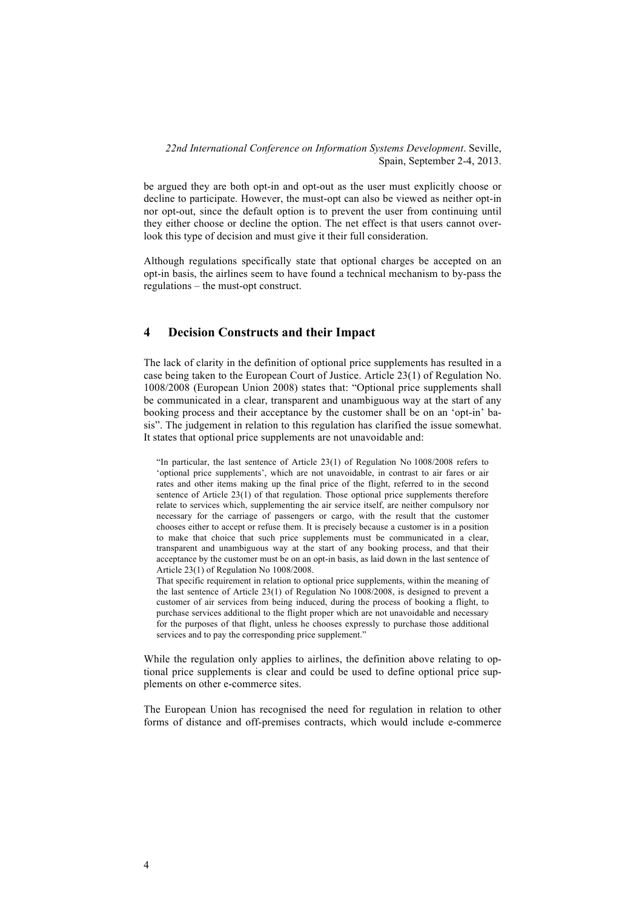be argued they are both opt-in and opt-out as the user must explicitly choose or decline to participate. However, the must-opt can also be viewed as neither opt-in nor opt-out, since the default option is to prevent the user from continuing until they either choose or decline the option. The net effect is that users cannot overlook this type of decision and must give it their full consideration.

Although regulations specifically state that optional charges be accepted on an opt-in basis, the airlines seem to have found a technical mechanism to by-pass the regulations – the must-opt construct.

## 4 Decision Constructs and their Impact

The lack of clarity in the definition of optional price supplements has resulted in a case being taken to the European Court of Justice. Article 23(1) of Regulation No. 1008/2008 (European Union 2008) states that: "Optional price supplements shall be communicated in a clear, transparent and unambiguous way at the start of any booking process and their acceptance by the customer shall be on an 'opt-in' basis". The judgement in relation to this regulation has clarified the issue somewhat. It states that optional price supplements are not unavoidable and:

> "In particular, the last sentence of Article 23(1) of Regulation No 1008/2008 refers to 'optional price supplements', which are not unavoidable, in contrast to air fares or air rates and other items making up the final price of the flight, referred to in the second sentence of Article 23(1) of that regulation. Those optional price supplements therefore relate to services which, supplementing the air service itself, are neither compulsory nor necessary for the carriage of passengers or cargo, with the result that the customer chooses either to accept or refuse them. It is precisely because a customer is in a position to make that choice that such price supplements must be communicated in a clear, transparent and unambiguous way at the start of any booking process, and that their acceptance by the customer must be on an opt-in basis, as laid down in the last sentence of Article 23(1) of Regulation No 1008/2008.
>
> That specific requirement in relation to optional price supplements, within the meaning of the last sentence of Article 23(1) of Regulation No 1008/2008, is designed to prevent a customer of air services from being induced, during the process of booking a flight, to purchase services additional to the flight proper which are not unavoidable and necessary for the purposes of that flight, unless he chooses expressly to purchase those additional services and to pay the corresponding price supplement."

While the regulation only applies to airlines, the definition above relating to optional price supplements is clear and could be used to define optional price supplements on other e-commerce sites.

The European Union has recognised the need for regulation in relation to other forms of distance and off-premises contracts, which would include e-commerce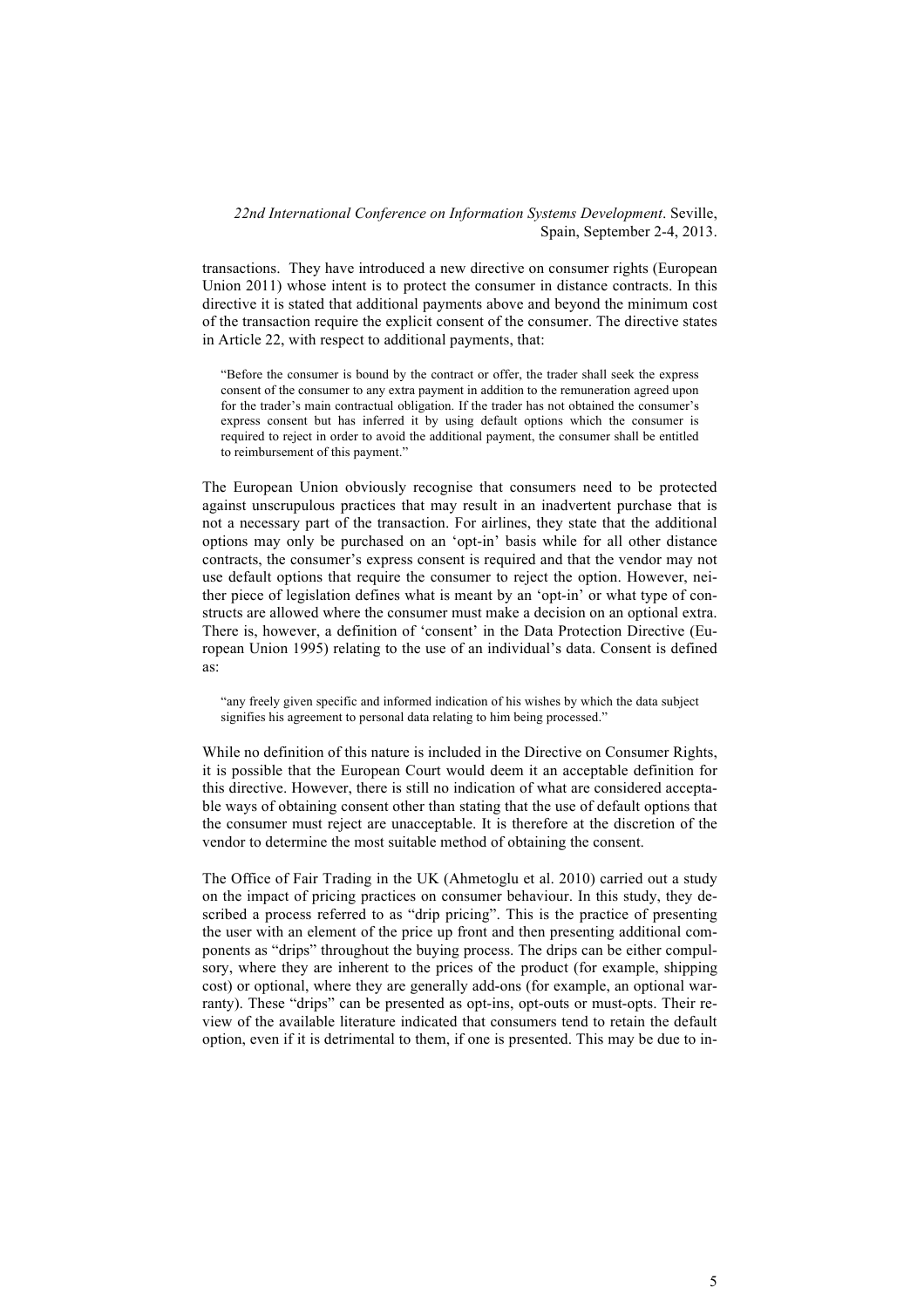transactions. They have introduced a new directive on consumer rights (European Union 2011) whose intent is to protect the consumer in distance contracts. In this directive it is stated that additional payments above and beyond the minimum cost of the transaction require the explicit consent of the consumer. The directive states in Article 22, with respect to additional payments, that:

> "Before the consumer is bound by the contract or offer, the trader shall seek the express consent of the consumer to any extra payment in addition to the remuneration agreed upon for the trader's main contractual obligation. If the trader has not obtained the consumer's express consent but has inferred it by using default options which the consumer is required to reject in order to avoid the additional payment, the consumer shall be entitled to reimbursement of this payment."

The European Union obviously recognise that consumers need to be protected against unscrupulous practices that may result in an inadvertent purchase that is not a necessary part of the transaction. For airlines, they state that the additional options may only be purchased on an 'opt-in' basis while for all other distance contracts, the consumer's express consent is required and that the vendor may not use default options that require the consumer to reject the option. However, neither piece of legislation defines what is meant by an 'opt-in' or what type of constructs are allowed where the consumer must make a decision on an optional extra. There is, however, a definition of 'consent' in the Data Protection Directive (European Union 1995) relating to the use of an individual's data. Consent is defined as:

> "any freely given specific and informed indication of his wishes by which the data subject signifies his agreement to personal data relating to him being processed."

While no definition of this nature is included in the Directive on Consumer Rights, it is possible that the European Court would deem it an acceptable definition for this directive. However, there is still no indication of what are considered acceptable ways of obtaining consent other than stating that the use of default options that the consumer must reject are unacceptable. It is therefore at the discretion of the vendor to determine the most suitable method of obtaining the consent.

The Office of Fair Trading in the UK (Ahmetoglu et al. 2010) carried out a study on the impact of pricing practices on consumer behaviour. In this study, they described a process referred to as "drip pricing". This is the practice of presenting the user with an element of the price up front and then presenting additional components as "drips" throughout the buying process. The drips can be either compulsory, where they are inherent to the prices of the product (for example, shipping cost) or optional, where they are generally add-ins (for example, an optional warranty). These "drips" can be presented as opt-ins, opt-outs or must-opts. Their review of the available literature indicated that consumers tend to retain the default option, even if it is detrimental to them, if one is presented. This may be due to in-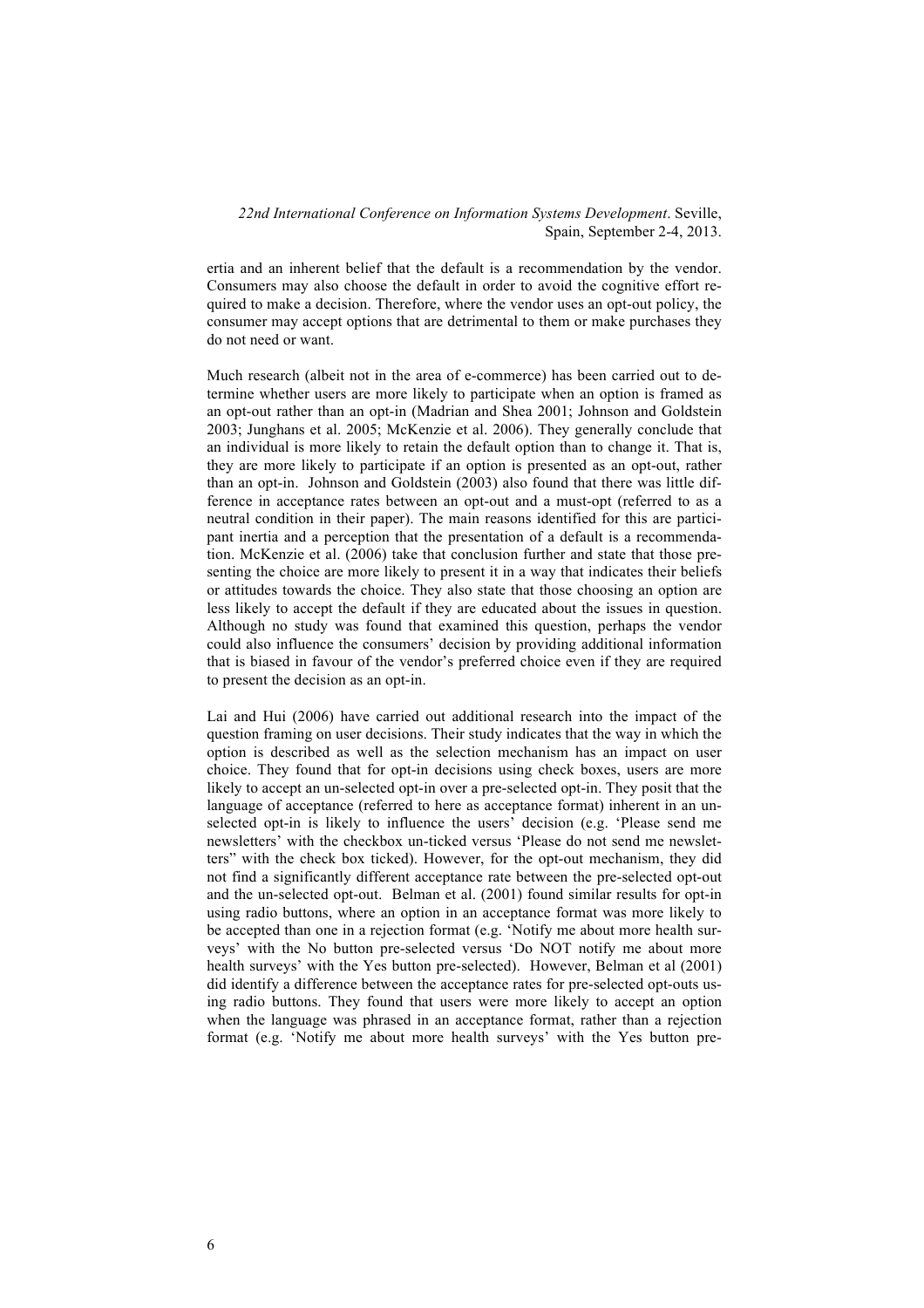ertia and an inherent belief that the default is a recommendation by the vendor. Consumers may also choose the default in order to avoid the cognitive effort required to make a decision. Therefore, where the vendor uses an opt-out policy, the consumer may accept options that are detrimental to them or make purchases they do not need or want.

Much research (albeit not in the area of e-commerce) has been carried out to determine whether users are more likely to participate when an option is framed as an opt-out rather than an opt-in (Madrian and Shea 2001; Johnson and Goldstein 2003; Junghans et al. 2005; McKenzie et al. 2006). They generally conclude that an individual is more likely to retain the default option than to change it. That is, they are more likely to participate if an option is presented as an opt-out, rather than an opt-in. Johnson and Goldstein (2003) also found that there was little difference in acceptance rates between an opt-out and a must-opt (referred to as a neutral condition in their paper). The main reasons identified for this are participant inertia and a perception that the presentation of a default is a recommendation. McKenzie et al. (2006) take that conclusion further and state that those presenting the choice are more likely to present it in a way that indicates their beliefs or attitudes towards the choice. They also state that those choosing an option are less likely to accept the default if they are educated about the issues in question. Although no study was found that examined this question, perhaps the vendor could also influence the consumers' decision by providing additional information that is biased in favour of the vendor's preferred choice even if they are required to present the decision as an opt-in.

Lai and Hui (2006) have carried out additional research into the impact of the question framing on user decisions. Their study indicates that the way in which the option is described as well as the selection mechanism has an impact on user choice. They found that for opt-in decisions using check boxes, users are more likely to accept an un-selected opt-in over a pre-selected opt-in. They posit that the language of acceptance (referred to here as acceptance format) inherent in an un-selected opt-in is likely to influence the users' decision (e.g. 'Please send me newsletters' with the checkbox un-ticked versus 'Please do not send me newsletters" with the check box ticked). However, for the opt-out mechanism, they did not find a significantly different acceptance rate between the pre-selected opt-out and the un-selected opt-out. Belman et al. (2001) found similar results for opt-in using radio buttons, where an option in an acceptance format was more likely to be accepted than one in a rejection format (e.g. 'Notify me about more health surveys' with the No button pre-selected versus 'Do NOT notify me about more health surveys' with the Yes button pre-selected). However, Belman et al (2001) did identify a difference between the acceptance rates for pre-selected opt-outs using radio buttons. They found that users were more likely to accept an option when the language was phrased in an acceptance format, rather than a rejection format (e.g. 'Notify me about more health surveys' with the Yes button pre-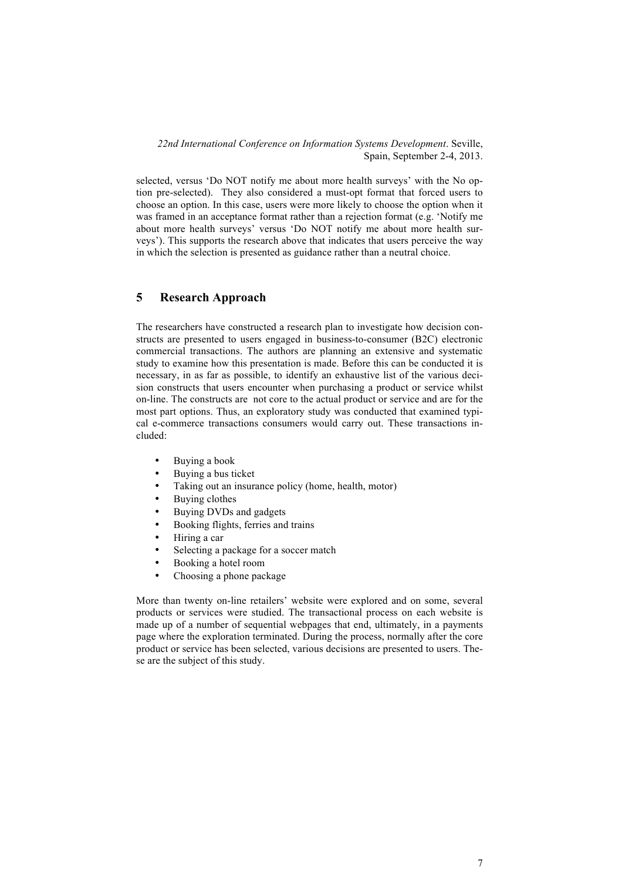selected, versus 'Do NOT notify me about more health surveys' with the No option pre-selected). They also considered a must-opt format that forced users to choose an option. In this case, users were more likely to choose the option when it was framed in an acceptance format rather than a rejection format (e.g. 'Notify me about more health surveys' versus 'Do NOT notify me about more health surveys'). This supports the research above that indicates that users perceive the way in which the selection is presented as guidance rather than a neutral choice.

## 5 Research Approach

The researchers have constructed a research plan to investigate how decision constructs are presented to users engaged in business-to-consumer (B2C) electronic commercial transactions. The authors are planning an extensive and systematic study to examine how this presentation is made. Before this can be conducted it is necessary, in as far as possible, to identify an exhaustive list of the various decision constructs that users encounter when purchasing a product or service whilst on-line. The constructs are not core to the actual product or service and are for the most part options. Thus, an exploratory study was conducted that examined typical e-commerce transactions consumers would carry out. These transactions included:

- Buying a book
- Buying a bus ticket
- Taking out an insurance policy (home, health, motor)
- Buying clothes
- Buying DVDs and gadgets
- Booking flights, ferries and trains
- Hiring a car
- Selecting a package for a soccer match
- Booking a hotel room
- Choosing a phone package

More than twenty on-line retailers' website were explored and on some, several products or services were studied. The transactional process on each website is made up of a number of sequential webpages that end, ultimately, in a payments page where the exploration terminated. During the process, normally after the core product or service has been selected, various decisions are presented to users. These are the subject of this study.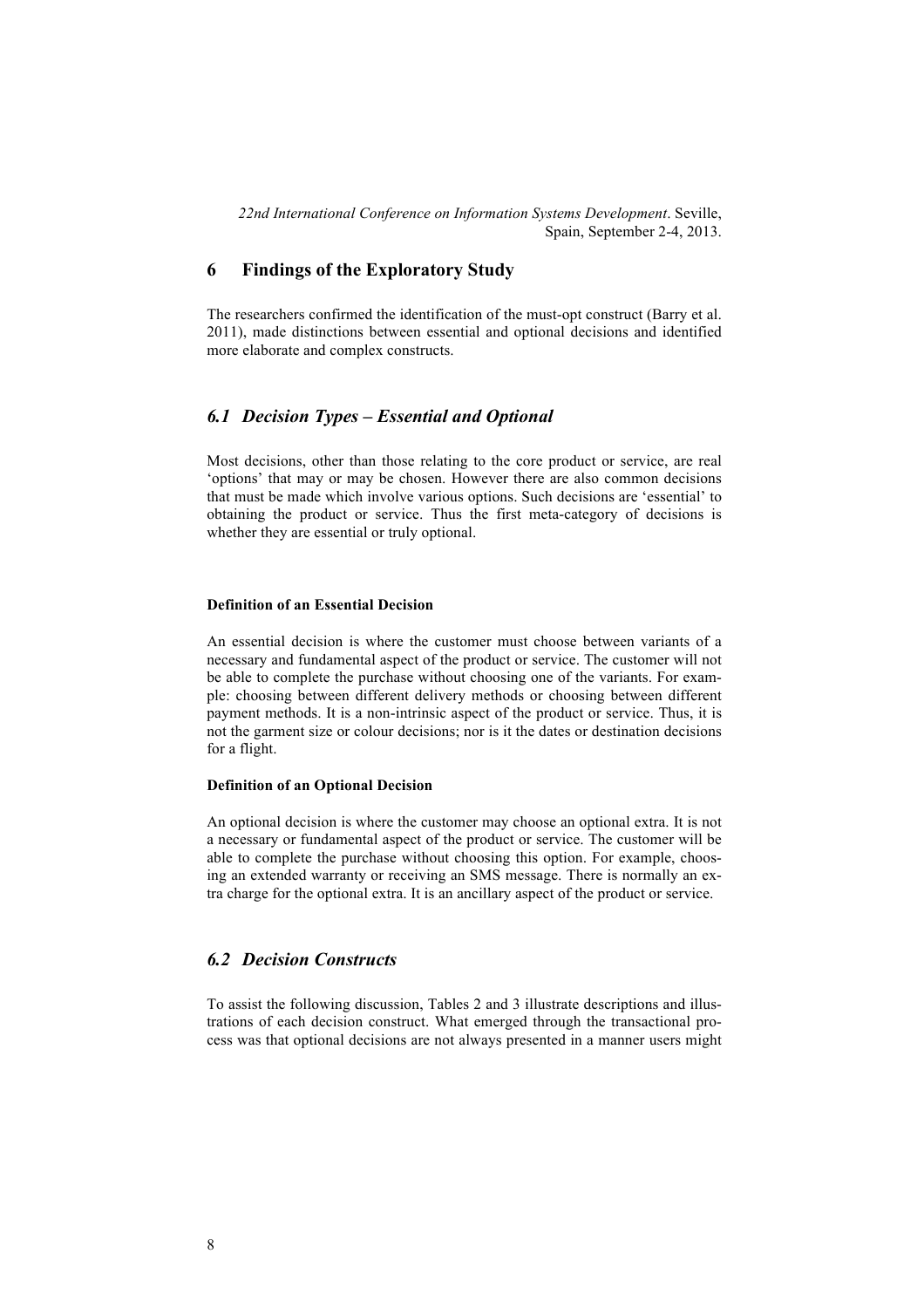## 6 Findings of the Exploratory Study

The researchers confirmed the identification of the must-opt construct (Barry et al. 2011), made distinctions between essential and optional decisions and identified more elaborate and complex constructs.

### 6.1 Decision Types – Essential and Optional

Most decisions, other than those relating to the core product or service, are real 'options' that may or may be chosen. However there are also common decisions that must be made which involve various options. Such decisions are 'essential' to obtaining the product or service. Thus the first meta-category of decisions is whether they are essential or truly optional.

**Definition of an Essential Decision**

An essential decision is where the customer must choose between variants of a necessary and fundamental aspect of the product or service. The customer will not be able to complete the purchase without choosing one of the variants. For example: choosing between different delivery methods or choosing between different payment methods. It is a non-intrinsic aspect of the product or service. Thus, it is not the garment size or colour decisions; nor is it the dates or destination decisions for a flight.

**Definition of an Optional Decision**

An optional decision is where the customer may choose an optional extra. It is not a necessary or fundamental aspect of the product or service. The customer will be able to complete the purchase without choosing this option. For example, choosing an extended warranty or receiving an SMS message. There is normally an extra charge for the optional extra. It is an ancillary aspect of the product or service.

### 6.2 Decision Constructs

To assist the following discussion, Tables 2 and 3 illustrate descriptions and illustrations of each decision construct. What emerged through the transactional process was that optional decisions are not always presented in a manner users might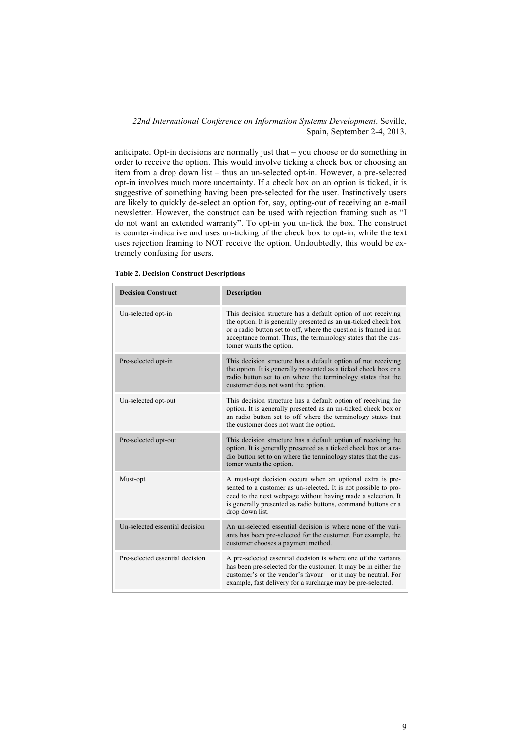anticipate. Opt-in decisions are normally just that – you choose or do something in order to receive the option. This would involve ticking a check box or choosing an item from a drop down list – thus an un-selected opt-in. However, a pre-selected opt-in involves much more uncertainty. If a check box on an option is ticked, it is suggestive of something having been pre-selected for the user. Instinctively users are likely to quickly de-select an option for, say, opting-out of receiving an e-mail newsletter. However, the construct can be used with rejection framing such as "I do not want an extended warranty". To opt-in you un-tick the box. The construct is counter-indicative and uses un-ticking of the check box to opt-in, while the text uses rejection framing to NOT receive the option. Undoubtedly, this would be extremely confusing for users.

**Table 2. Decision Construct Descriptions**

| Decision Construct | Description |
|---|---|
| Un-selected opt-in | This decision structure has a default option of not receiving the option. It is generally presented as an un-ticked check box or a radio button set to off, where the question is framed in an acceptance format. Thus, the terminology states that the customer wants the option. |
| Pre-selected opt-in | This decision structure has a default option of not receiving the option. It is generally presented as a ticked check box or a radio button set to on where the terminology states that the customer does not want the option. |
| Un-selected opt-out | This decision structure has a default option of receiving the option. It is generally presented as an un-ticked check box or an radio button set to off where the terminology states that the customer does not want the option. |
| Pre-selected opt-out | This decision structure has a default option of receiving the option. It is generally presented as a ticked check box or a radio button set to on where the terminology states that the customer wants the option. |
| Must-opt | A must-opt decision occurs when an optional extra is presented to a customer as un-selected. It is not possible to proceed to the next webpage without having made a selection. It is generally presented as radio buttons, command buttons or a drop down list. |
| Un-selected essential decision | An un-selected essential decision is where none of the variants has been pre-selected for the customer. For example, the customer chooses a payment method. |
| Pre-selected essential decision | A pre-selected essential decision is where one of the variants has been pre-selected for the customer. It may be in either the customer's or the vendor's favour – or it may be neutral. For example, fast delivery for a surcharge may be pre-selected. |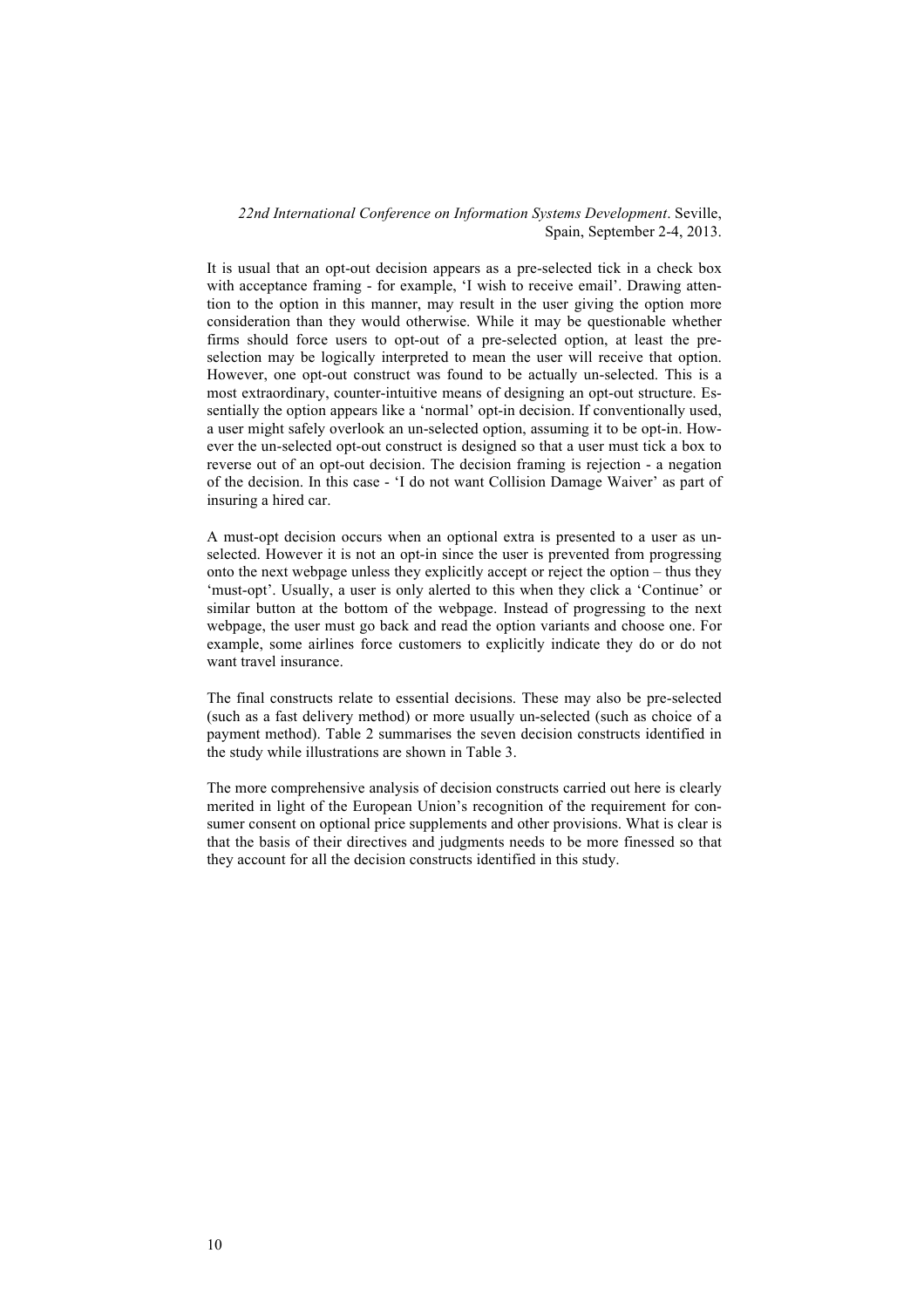It is usual that an opt-out decision appears as a pre-selected tick in a check box with acceptance framing - for example, 'I wish to receive email'. Drawing attention to the option in this manner, may result in the user giving the option more consideration than they would otherwise. While it may be questionable whether firms should force users to opt-out of a pre-selected option, at least the pre-selection may be logically interpreted to mean the user will receive that option. However, one opt-out construct was found to be actually un-selected. This is a most extraordinary, counter-intuitive means of designing an opt-out structure. Essentially the option appears like a 'normal' opt-in decision. If conventionally used, a user might safely overlook an un-selected option, assuming it to be opt-in. However the un-selected opt-out construct is designed so that a user must tick a box to reverse out of an opt-out decision. The decision framing is rejection - a negation of the decision. In this case - 'I do not want Collision Damage Waiver' as part of insuring a hired car.

A must-opt decision occurs when an optional extra is presented to a user as un-selected. However it is not an opt-in since the user is prevented from progressing onto the next webpage unless they explicitly accept or reject the option – thus they 'must-opt'. Usually, a user is only alerted to this when they click a 'Continue' or similar button at the bottom of the webpage. Instead of progressing to the next webpage, the user must go back and read the option variants and choose one. For example, some airlines force customers to explicitly indicate they do or do not want travel insurance.

The final constructs relate to essential decisions. These may also be pre-selected (such as a fast delivery method) or more usually un-selected (such as choice of a payment method). Table 2 summarises the seven decision constructs identified in the study while illustrations are shown in Table 3.

The more comprehensive analysis of decision constructs carried out here is clearly merited in light of the European Union's recognition of the requirement for consumer consent on optional price supplements and other provisions. What is clear is that the basis of their directives and judgments needs to be more finessed so that they account for all the decision constructs identified in this study.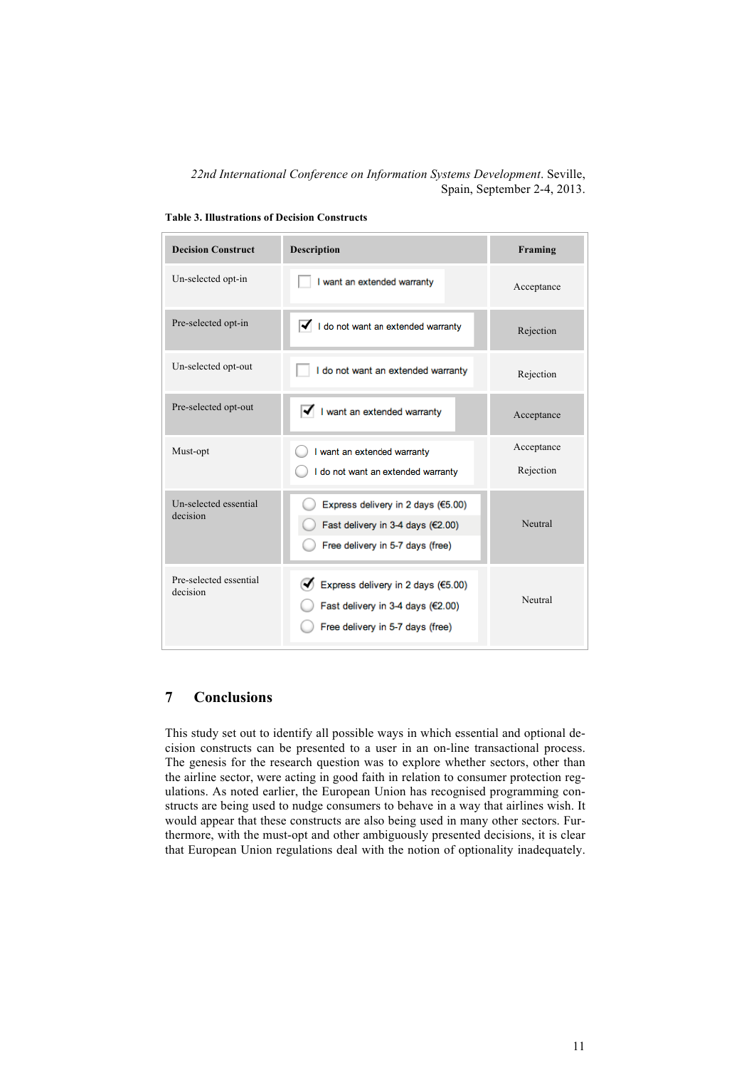Table 3. Illustrations of Decision Constructs

| Decision Construct | Description | Framing |
|---|---|---|
| Un-selected opt-in | ☐ I want an extended warranty | Acceptance |
| Pre-selected opt-in | ☑ I do not want an extended warranty | Rejection |
| Un-selected opt-out | ☐ I do not want an extended warranty | Rejection |
| Pre-selected opt-out | ☑ I want an extended warranty | Acceptance |
| Must-opt | ○ I want an extended warranty<br>○ I do not want an extended warranty | Acceptance<br>Rejection |
| Un-selected essential decision | ○ Express delivery in 2 days (€5.00)<br>○ Fast delivery in 3-4 days (€2.00)<br>○ Free delivery in 5-7 days (free) | Neutral |
| Pre-selected essential decision | ◉ Express delivery in 2 days (€5.00)<br>○ Fast delivery in 3-4 days (€2.00)<br>○ Free delivery in 5-7 days (free) | Neutral |

## 7 Conclusions

This study set out to identify all possible ways in which essential and optional decision constructs can be presented to a user in an on-line transactional process. The genesis for the research question was to explore whether sectors, other than the airline sector, were acting in good faith in relation to consumer protection regulations. As noted earlier, the European Union has recognised programming constructs are being used to nudge consumers to behave in a way that airlines wish. It would appear that these constructs are also being used in many other sectors. Furthermore, with the must-opt and other ambiguously presented decisions, it is clear that European Union regulations deal with the notion of optionality inadequately.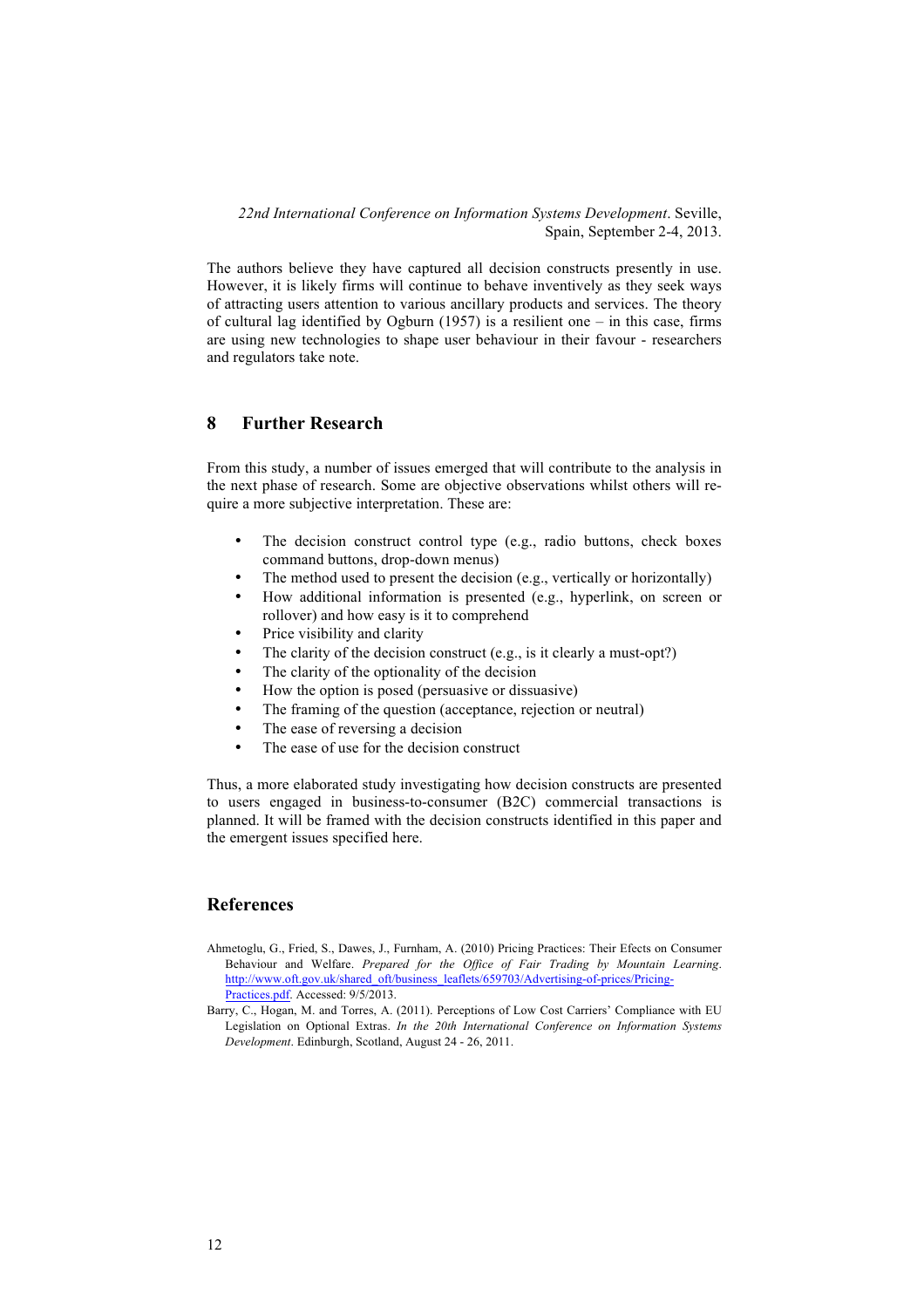*22nd International Conference on Information Systems Development*. Seville, Spain, September 2-4, 2013.

The authors believe they have captured all decision constructs presently in use. However, it is likely firms will continue to behave inventively as they seek ways of attracting users attention to various ancillary products and services. The theory of cultural lag identified by Ogburn (1957) is a resilient one – in this case, firms are using new technologies to shape user behaviour in their favour - researchers and regulators take note.

## 8 Further Research

From this study, a number of issues emerged that will contribute to the analysis in the next phase of research. Some are objective observations whilst others will require a more subjective interpretation. These are:

- The decision construct control type (e.g., radio buttons, check boxes command buttons, drop-down menus)
- The method used to present the decision (e.g., vertically or horizontally)
- How additional information is presented (e.g., hyperlink, on screen or rollover) and how easy is it to comprehend
- Price visibility and clarity
- The clarity of the decision construct (e.g., is it clearly a must-opt?)
- The clarity of the optionality of the decision
- How the option is posed (persuasive or dissuasive)
- The framing of the question (acceptance, rejection or neutral)
- The ease of reversing a decision
- The ease of use for the decision construct

Thus, a more elaborated study investigating how decision constructs are presented to users engaged in business-to-consumer (B2C) commercial transactions is planned. It will be framed with the decision constructs identified in this paper and the emergent issues specified here.

## References

Ahmetoglu, G., Fried, S., Dawes, J., Furnham, A. (2010) Pricing Practices: Their Efects on Consumer Behaviour and Welfare. *Prepared for the Office of Fair Trading by Mountain Learning*. http://www.oft.gov.uk/shared_oft/business_leaflets/659703/Advertising-of-prices/Pricing-Practices.pdf. Accessed: 9/5/2013.

Barry, C., Hogan, M. and Torres, A. (2011). Perceptions of Low Cost Carriers' Compliance with EU Legislation on Optional Extras. *In the 20th International Conference on Information Systems Development*. Edinburgh, Scotland, August 24 - 26, 2011.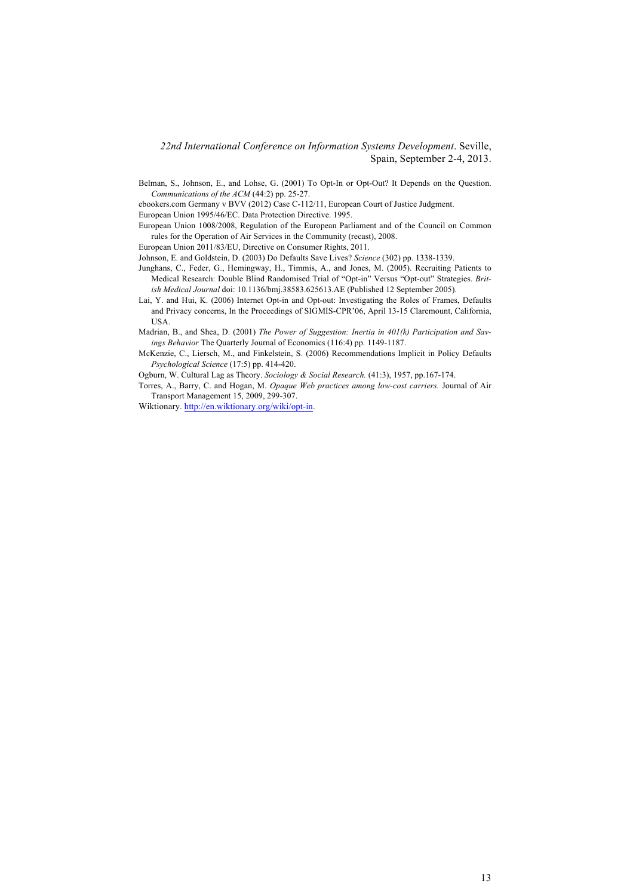Belman, S., Johnson, E., and Lohse, G. (2001) To Opt-In or Opt-Out? It Depends on the Question. *Communications of the ACM* (44:2) pp. 25-27.

ebookers.com Germany v BVV (2012) Case C-112/11, European Court of Justice Judgment.

European Union 1995/46/EC. Data Protection Directive. 1995.

European Union 1008/2008, Regulation of the European Parliament and of the Council on Common rules for the Operation of Air Services in the Community (recast), 2008.

European Union 2011/83/EU, Directive on Consumer Rights, 2011.

Johnson, E. and Goldstein, D. (2003) Do Defaults Save Lives? *Science* (302) pp. 1338-1339.

Junghans, C., Feder, G., Hemingway, H., Timmis, A., and Jones, M. (2005). Recruiting Patients to Medical Research: Double Blind Randomised Trial of "Opt-in" Versus "Opt-out" Strategies. *British Medical Journal* doi: 10.1136/bmj.38583.625613.AE (Published 12 September 2005).

Lai, Y. and Hui, K. (2006) Internet Opt-in and Opt-out: Investigating the Roles of Frames, Defaults and Privacy concerns, In the Proceedings of SIGMIS-CPR'06, April 13-15 Claremount, California, USA.

Madrian, B., and Shea, D. (2001) *The Power of Suggestion: Inertia in 401(k) Participation and Savings Behavior* The Quarterly Journal of Economics (116:4) pp. 1149-1187.

McKenzie, C., Liersch, M., and Finkelstein, S. (2006) Recommendations Implicit in Policy Defaults *Psychological Science* (17:5) pp. 414-420.

Ogburn, W. Cultural Lag as Theory. *Sociology & Social Research.* (41:3), 1957, pp.167-174.

Torres, A., Barry, C. and Hogan, M. *Opaque Web practices among low-cost carriers.* Journal of Air Transport Management 15, 2009, 299-307.

Wiktionary. http://en.wiktionary.org/wiki/opt-in.